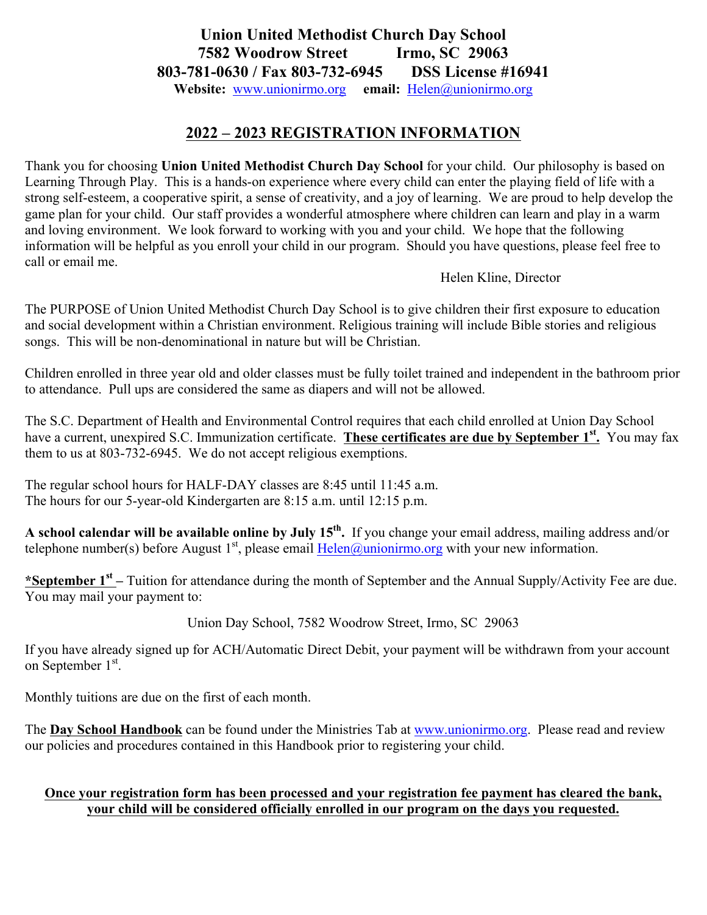**Union United Methodist Church Day School**
**7582 Woodrow Street Irmo, SC 29063**
**803-781-0630 / Fax 803-732-6945 DSS License #16941**
**Website:** www.unionirmo.org **email:** Helen@unionirmo.org

## 2022 – 2023 REGISTRATION INFORMATION

Thank you for choosing **Union United Methodist Church Day School** for your child. Our philosophy is based on Learning Through Play. This is a hands-on experience where every child can enter the playing field of life with a strong self-esteem, a cooperative spirit, a sense of creativity, and a joy of learning. We are proud to help develop the game plan for your child. Our staff provides a wonderful atmosphere where children can learn and play in a warm and loving environment. We look forward to working with you and your child. We hope that the following information will be helpful as you enroll your child in our program. Should you have questions, please feel free to call or email me.

Helen Kline, Director

The PURPOSE of Union United Methodist Church Day School is to give children their first exposure to education and social development within a Christian environment. Religious training will include Bible stories and religious songs. This will be non-denominational in nature but will be Christian.

Children enrolled in three year old and older classes must be fully toilet trained and independent in the bathroom prior to attendance. Pull ups are considered the same as diapers and will not be allowed.

The S.C. Department of Health and Environmental Control requires that each child enrolled at Union Day School have a current, unexpired S.C. Immunization certificate. **These certificates are due by September 1st.** You may fax them to us at 803-732-6945. We do not accept religious exemptions.

The regular school hours for HALF-DAY classes are 8:45 until 11:45 a.m.
The hours for our 5-year-old Kindergarten are 8:15 a.m. until 12:15 p.m.

**A school calendar will be available online by July 15th.** If you change your email address, mailing address and/or telephone number(s) before August 1st, please email Helen@unionirmo.org with your new information.

**\*September 1st** – Tuition for attendance during the month of September and the Annual Supply/Activity Fee are due. You may mail your payment to:

Union Day School, 7582 Woodrow Street, Irmo, SC 29063

If you have already signed up for ACH/Automatic Direct Debit, your payment will be withdrawn from your account on September 1st.

Monthly tuitions are due on the first of each month.

The **Day School Handbook** can be found under the Ministries Tab at www.unionirmo.org. Please read and review our policies and procedures contained in this Handbook prior to registering your child.

**Once your registration form has been processed and your registration fee payment has cleared the bank, your child will be considered officially enrolled in our program on the days you requested.**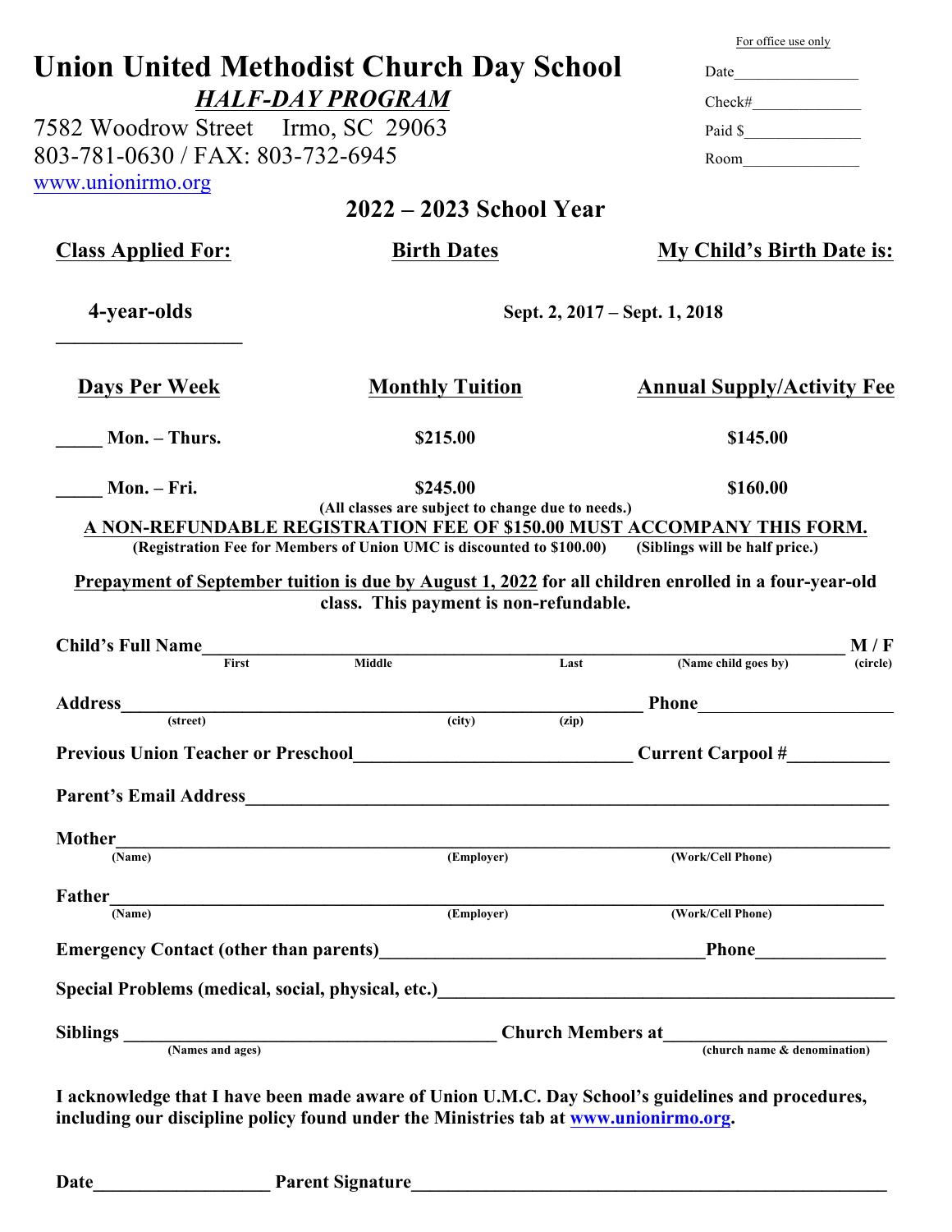For office use only

Date_______________

Check#_____________

Paid $_____________

Room_____________

# Union United Methodist Church Day School

## ***HALF-DAY PROGRAM***

7582 Woodrow Street Irmo, SC 29063
803-781-0630 / FAX: 803-732-6945
www.unionirmo.org

## 2022 – 2023 School Year

| Class Applied For: | Birth Dates | My Child's Birth Date is: |
|---|---|---|
| 4-year-olds | Sept. 2, 2017 – Sept. 1, 2018 | |
| ___________________ | | |

| Days Per Week | Monthly Tuition | Annual Supply/Activity Fee |
|---|---|---|
| _____ Mon. – Thurs. | $215.00 | $145.00 |
| _____ Mon. – Fri. | $245.00 | $160.00 |

**(All classes are subject to change due to needs.)**

**A NON-REFUNDABLE REGISTRATION FEE OF $150.00 MUST ACCOMPANY THIS FORM.**

**(Registration Fee for Members of Union UMC is discounted to $100.00) (Siblings will be half price.)**

**Prepayment of September tuition is due by August 1, 2022 for all children enrolled in a four-year-old class. This payment is non-refundable.**

**Child's Full Name**_______________________________________________________________ **M / F**
(First) (Middle) (Last) (Name child goes by) (circle)

**Address**_____________________________________________ **Phone**____________________
(street) (city) (zip)

**Previous Union Teacher or Preschool**___________________________ **Current Carpool #**__________

**Parent's Email Address**_________________________________________________________

**Mother**_______________________________________________________________________
(Name) (Employer) (Work/Cell Phone)

**Father**_______________________________________________________________________
(Name) (Employer) (Work/Cell Phone)

**Emergency Contact (other than parents)**______________________________ **Phone**_____________

**Special Problems (medical, social, physical, etc.)**_________________________________________

**Siblings** ____________________________________ **Church Members at**______________________
(Names and ages) (church name & denomination)

**I acknowledge that I have been made aware of Union U.M.C. Day School's guidelines and procedures, including our discipline policy found under the Ministries tab at www.unionirmo.org.**

**Date**__________________ **Parent Signature**______________________________________________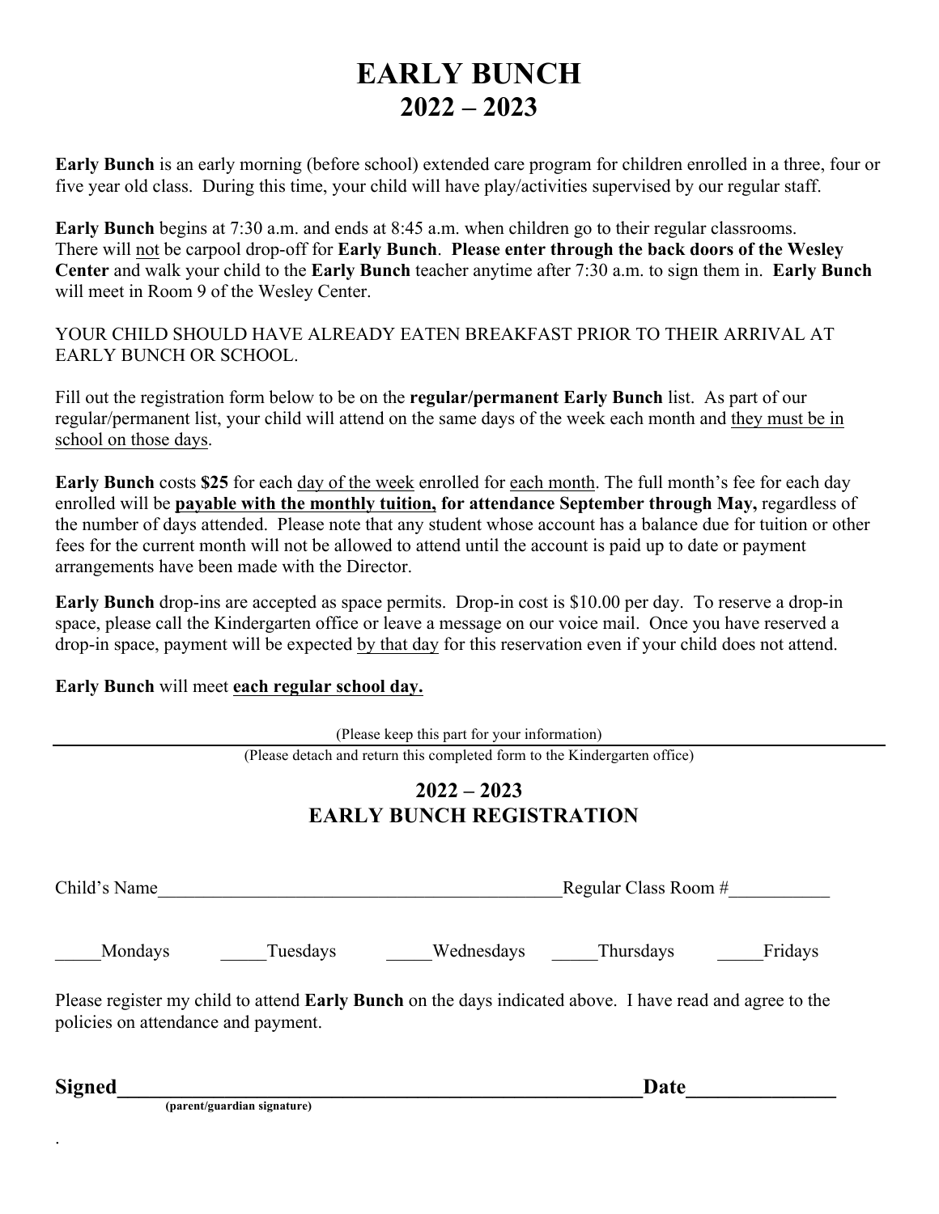# EARLY BUNCH
# 2022 – 2023

**Early Bunch** is an early morning (before school) extended care program for children enrolled in a three, four or five year old class. During this time, your child will have play/activities supervised by our regular staff.

**Early Bunch** begins at 7:30 a.m. and ends at 8:45 a.m. when children go to their regular classrooms. There will not be carpool drop-off for **Early Bunch**. **Please enter through the back doors of the Wesley Center** and walk your child to the **Early Bunch** teacher anytime after 7:30 a.m. to sign them in. **Early Bunch** will meet in Room 9 of the Wesley Center.

YOUR CHILD SHOULD HAVE ALREADY EATEN BREAKFAST PRIOR TO THEIR ARRIVAL AT EARLY BUNCH OR SCHOOL.

Fill out the registration form below to be on the **regular/permanent Early Bunch** list. As part of our regular/permanent list, your child will attend on the same days of the week each month and they must be in school on those days.

**Early Bunch** costs **$25** for each day of the week enrolled for each month. The full month's fee for each day enrolled will be **payable with the monthly tuition, for attendance September through May,** regardless of the number of days attended. Please note that any student whose account has a balance due for tuition or other fees for the current month will not be allowed to attend until the account is paid up to date or payment arrangements have been made with the Director.

**Early Bunch** drop-ins are accepted as space permits. Drop-in cost is $10.00 per day. To reserve a drop-in space, please call the Kindergarten office or leave a message on our voice mail. Once you have reserved a drop-in space, payment will be expected by that day for this reservation even if your child does not attend.

**Early Bunch** will meet **each regular school day.**

(Please keep this part for your information)

---

(Please detach and return this completed form to the Kindergarten office)

## 2022 – 2023
## EARLY BUNCH REGISTRATION

Child's Name_____________________________________________Regular Class Room #___________

_____Mondays _____Tuesdays _____Wednesdays _____Thursdays _____Fridays

Please register my child to attend **Early Bunch** on the days indicated above. I have read and agree to the policies on attendance and payment.

**Signed**_____________________________________________________**Date**______________

**(parent/guardian signature)**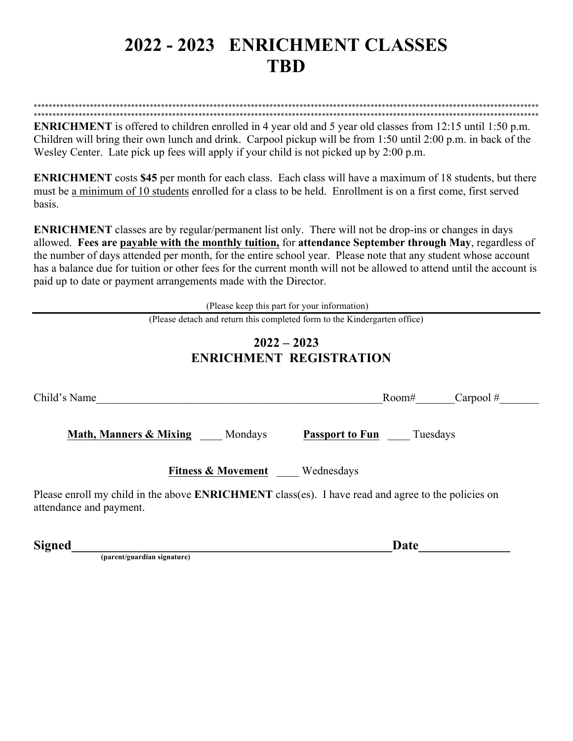# 2022 - 2023 ENRICHMENT CLASSES
# TBD

************************************************************************************************************************************
************************************************************************************************************************************

**ENRICHMENT** is offered to children enrolled in 4 year old and 5 year old classes from 12:15 until 1:50 p.m. Children will bring their own lunch and drink. Carpool pickup will be from 1:50 until 2:00 p.m. in back of the Wesley Center. Late pick up fees will apply if your child is not picked up by 2:00 p.m.

**ENRICHMENT** costs **$45** per month for each class. Each class will have a maximum of 18 students, but there must be a minimum of 10 students enrolled for a class to be held. Enrollment is on a first come, first served basis.

**ENRICHMENT** classes are by regular/permanent list only. There will not be drop-ins or changes in days allowed. **Fees are payable with the monthly tuition,** for **attendance September through May**, regardless of the number of days attended per month, for the entire school year. Please note that any student whose account has a balance due for tuition or other fees for the current month will not be allowed to attend until the account is paid up to date or payment arrangements made with the Director.

(Please keep this part for your information)

---

(Please detach and return this completed form to the Kindergarten office)

## 2022 – 2023
## ENRICHMENT REGISTRATION

Child's Name_____________________________________________________Room#_______Carpool #_______

**Math, Manners & Mixing** ____ Mondays **Passport to Fun** ____ Tuesdays

**Fitness & Movement** ____ Wednesdays

Please enroll my child in the above **ENRICHMENT** class(es). I have read and agree to the policies on attendance and payment.

**Signed**_____________________________________________**Date**______________
**(parent/guardian signature)**